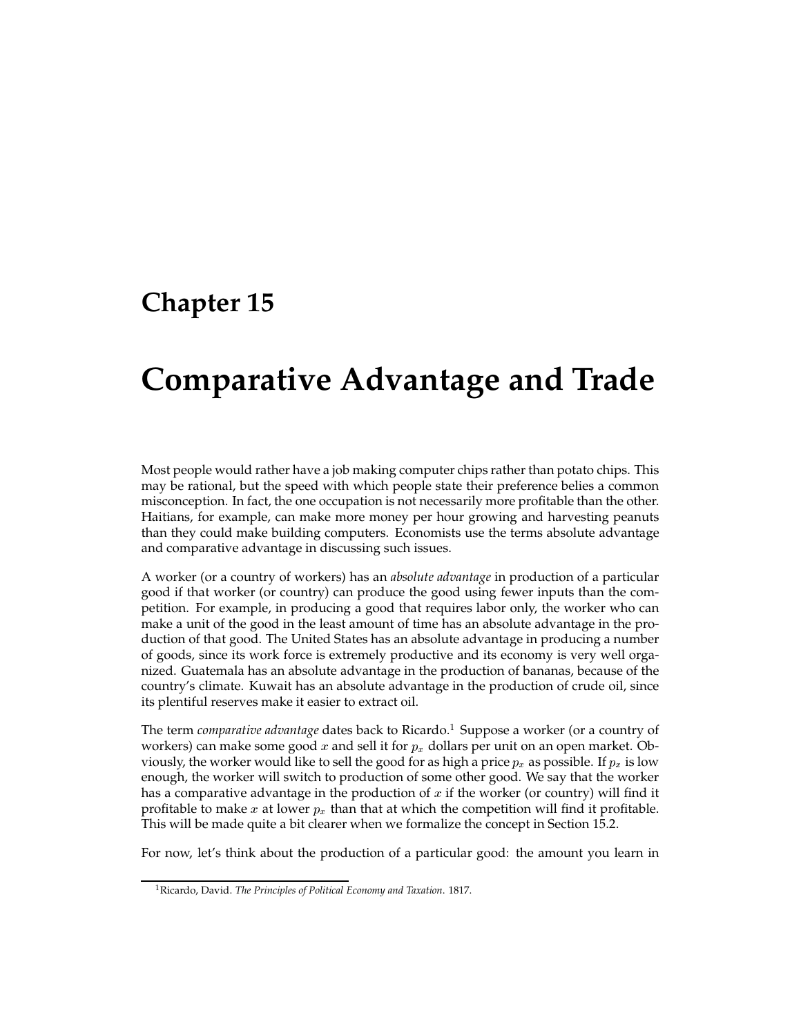# Chapter 15

# Comparative Advantage and Trade

Most people would rather have a job making computer chips rather than potato chips. This may be rational, but the speed with which people state their preference belies a common misconception. In fact, the one occupation is not necessarily more profitable than the other. Haitians, for example, can make more money per hour growing and harvesting peanuts than they could make building computers. Economists use the terms absolute advantage and comparative advantage in discussing such issues.

A worker (or a country of workers) has an *absolute advantage* in production of a particular good if that worker (or country) can produce the good using fewer inputs than the competition. For example, in producing a good that requires labor only, the worker who can make a unit of the good in the least amount of time has an absolute advantage in the production of that good. The United States has an absolute advantage in producing a number of goods, since its work force is extremely productive and its economy is very well organized. Guatemala has an absolute advantage in the production of bananas, because of the country's climate. Kuwait has an absolute advantage in the production of crude oil, since its plentiful reserves make it easier to extract oil.

The term *comparative advantage* dates back to Ricardo.[1] Suppose a worker (or a country of workers) can make some good $x$ and sell it for $p_x$ dollars per unit on an open market. Obviously, the worker would like to sell the good for as high a price $p_x$ as possible. If $p_x$ is low enough, the worker will switch to production of some other good. We say that the worker has a comparative advantage in the production of $x$ if the worker (or country) will find it profitable to make $x$ at lower $p_x$ than that at which the competition will find it profitable. This will be made quite a bit clearer when we formalize the concept in Section 15.2.

For now, let's think about the production of a particular good: the amount you learn in

[1] Ricardo, David. *The Principles of Political Economy and Taxation*. 1817.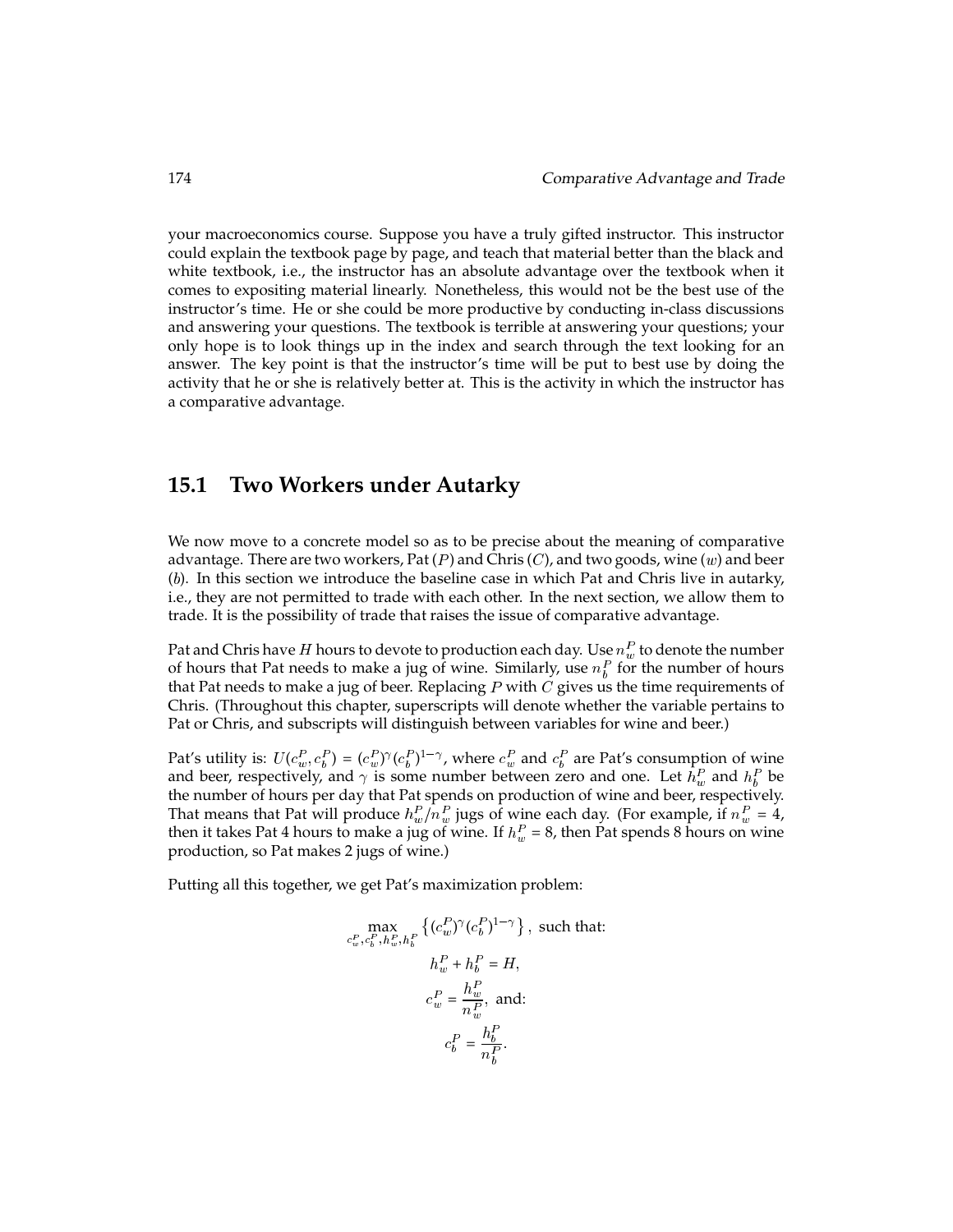your macroeconomics course. Suppose you have a truly gifted instructor. This instructor could explain the textbook page by page, and teach that material better than the black and white textbook, i.e., the instructor has an absolute advantage over the textbook when it comes to expositing material linearly. Nonetheless, this would not be the best use of the instructor's time. He or she could be more productive by conducting in-class discussions and answering your questions. The textbook is terrible at answering your questions; your only hope is to look things up in the index and search through the text looking for an answer. The key point is that the instructor's time will be put to best use by doing the activity that he or she is relatively better at. This is the activity in which the instructor has a comparative advantage.

## 15.1 Two Workers under Autarky

We now move to a concrete model so as to be precise about the meaning of comparative advantage. There are two workers, Pat ($P$) and Chris ($C$), and two goods, wine ($w$) and beer ($b$). In this section we introduce the baseline case in which Pat and Chris live in autarky, i.e., they are not permitted to trade with each other. In the next section, we allow them to trade. It is the possibility of trade that raises the issue of comparative advantage.

Pat and Chris have $H$ hours to devote to production each day. Use $n_w^P$ to denote the number of hours that Pat needs to make a jug of wine. Similarly, use $n_b^P$ for the number of hours that Pat needs to make a jug of beer. Replacing $P$ with $C$ gives us the time requirements of Chris. (Throughout this chapter, superscripts will denote whether the variable pertains to Pat or Chris, and subscripts will distinguish between variables for wine and beer.)

Pat's utility is: $U(c_w^P, c_b^P) = (c_w^P)^\gamma (c_b^P)^{1-\gamma}$, where $c_w^P$ and $c_b^P$ are Pat's consumption of wine and beer, respectively, and $\gamma$ is some number between zero and one. Let $h_w^P$ and $h_b^P$ be the number of hours per day that Pat spends on production of wine and beer, respectively. That means that Pat will produce $h_w^P / n_w^P$ jugs of wine each day. (For example, if $n_w^P = 4$, then it takes Pat 4 hours to make a jug of wine. If $h_w^P = 8$, then Pat spends 8 hours on wine production, so Pat makes 2 jugs of wine.)

Putting all this together, we get Pat's maximization problem:

$$\max_{c_w^P, c_b^P, h_w^P, h_b^P} \left\{ (c_w^P)^\gamma (c_b^P)^{1-\gamma} \right\}, \text{ such that:}$$

$$h_w^P + h_b^P = H,$$

$$c_w^P = \frac{h_w^P}{n_w^P}, \text{ and:}$$

$$c_b^P = \frac{h_b^P}{n_b^P}.$$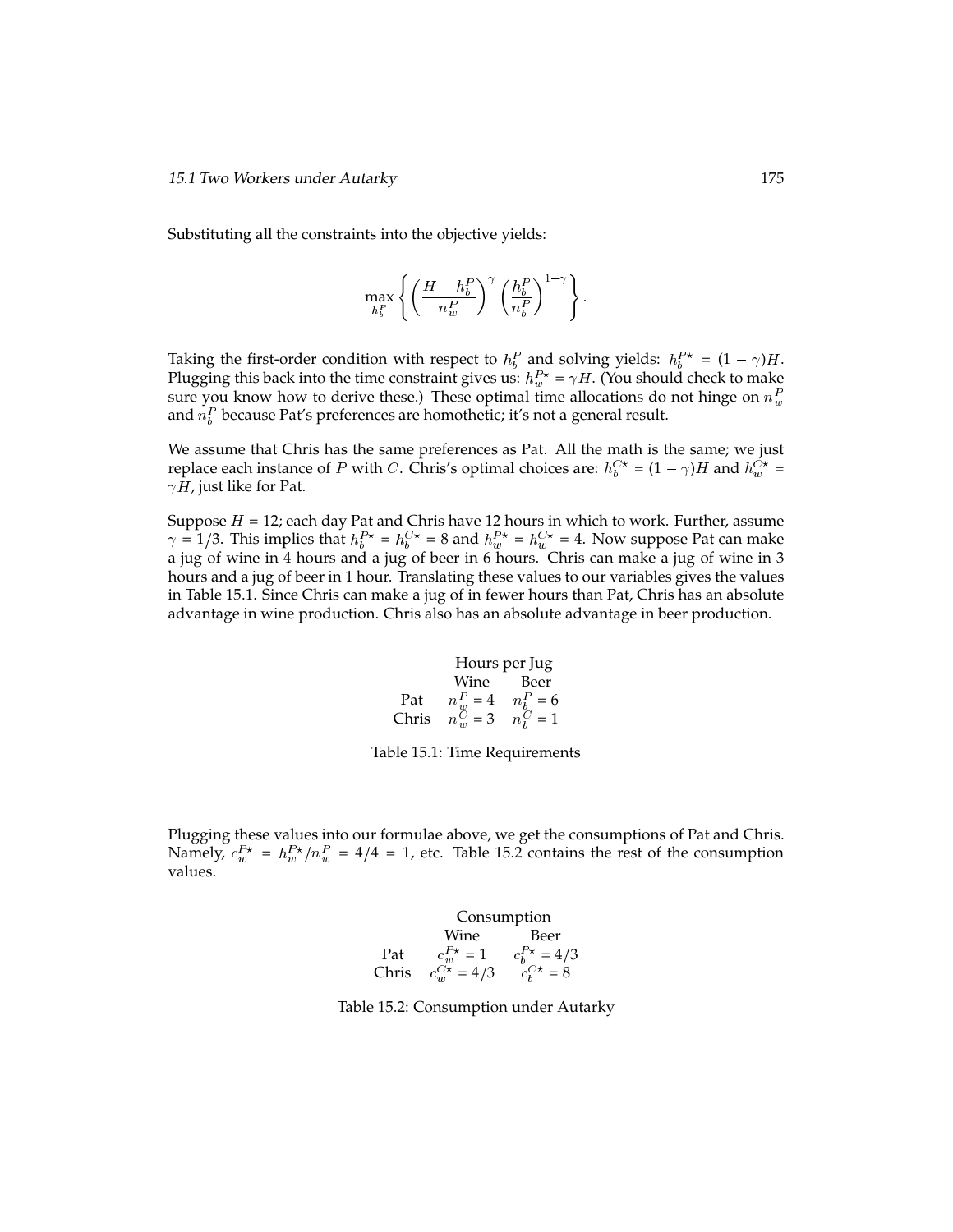Substituting all the constraints into the objective yields:

$$\max_{h_b^P} \left\{ \left( \frac{H - h_b^P}{n_w^P} \right)^{\gamma} \left( \frac{h_b^P}{n_b^P} \right)^{1-\gamma} \right\}.$$

Taking the first-order condition with respect to $h_b^P$ and solving yields: $h_b^{P\star} = (1-\gamma)H$. Plugging this back into the time constraint gives us: $h_w^{P\star} = \gamma H$. (You should check to make sure you know how to derive these.) These optimal time allocations do not hinge on $n_w^P$ and $n_b^P$ because Pat's preferences are homothetic; it's not a general result.

We assume that Chris has the same preferences as Pat. All the math is the same; we just replace each instance of $P$ with $C$. Chris's optimal choices are: $h_b^{C\star} = (1-\gamma)H$ and $h_w^{C\star} = \gamma H$, just like for Pat.

Suppose $H = 12$; each day Pat and Chris have 12 hours in which to work. Further, assume $\gamma = 1/3$. This implies that $h_b^{P\star} = h_b^{C\star} = 8$ and $h_w^{P\star} = h_w^{C\star} = 4$. Now suppose Pat can make a jug of wine in 4 hours and a jug of beer in 6 hours. Chris can make a jug of wine in 3 hours and a jug of beer in 1 hour. Translating these values to our variables gives the values in Table 15.1. Since Chris can make a jug of in fewer hours than Pat, Chris has an absolute advantage in wine production. Chris also has an absolute advantage in beer production.

| | Hours per Jug | |
|---|---|---|
| | Wine | Beer |
| Pat | $n_w^P = 4$ | $n_b^P = 6$ |
| Chris | $n_w^C = 3$ | $n_b^C = 1$ |

Table 15.1: Time Requirements

Plugging these values into our formulae above, we get the consumptions of Pat and Chris. Namely, $c_w^{P\star} = h_w^{P\star}/n_w^P = 4/4 = 1$, etc. Table 15.2 contains the rest of the consumption values.

| | Consumption | |
|---|---|---|
| | Wine | Beer |
| Pat | $c_w^{P\star} = 1$ | $c_b^{P\star} = 4/3$ |
| Chris | $c_w^{C\star} = 4/3$ | $c_b^{C\star} = 8$ |

Table 15.2: Consumption under Autarky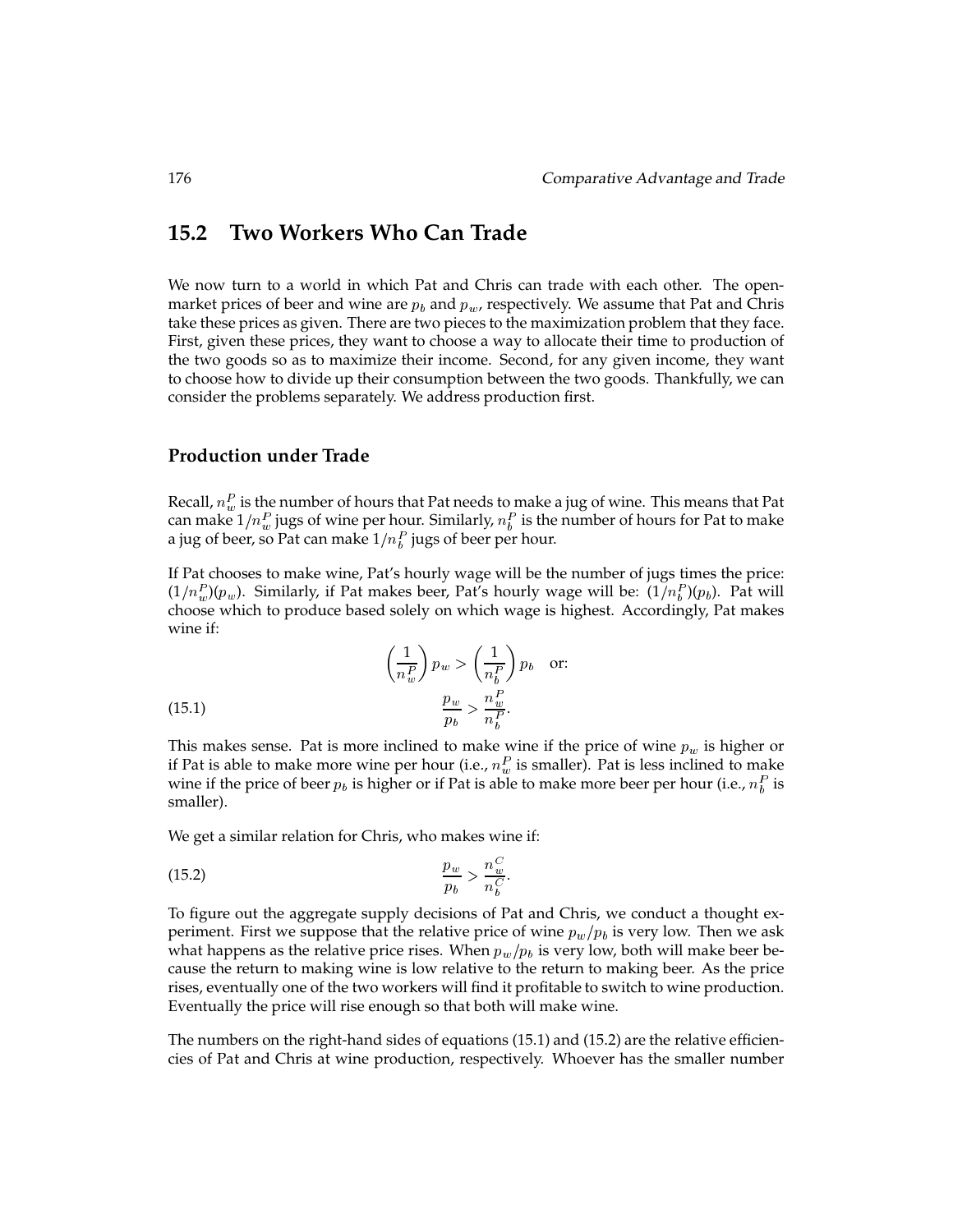## 15.2 Two Workers Who Can Trade

We now turn to a world in which Pat and Chris can trade with each other. The open-market prices of beer and wine are $p_b$ and $p_w$, respectively. We assume that Pat and Chris take these prices as given. There are two pieces to the maximization problem that they face. First, given these prices, they want to choose a way to allocate their time to production of the two goods so as to maximize their income. Second, for any given income, they want to choose how to divide up their consumption between the two goods. Thankfully, we can consider the problems separately. We address production first.

### Production under Trade

Recall, $n_w^P$ is the number of hours that Pat needs to make a jug of wine. This means that Pat can make $1/n_w^P$ jugs of wine per hour. Similarly, $n_b^P$ is the number of hours for Pat to make a jug of beer, so Pat can make $1/n_b^P$ jugs of beer per hour.

If Pat chooses to make wine, Pat's hourly wage will be the number of jugs times the price: $(1/n_w^P)(p_w)$. Similarly, if Pat makes beer, Pat's hourly wage will be: $(1/n_b^P)(p_b)$. Pat will choose which to produce based solely on which wage is highest. Accordingly, Pat makes wine if:

$$\left(\frac{1}{n_w^P}\right) p_w > \left(\frac{1}{n_b^P}\right) p_b \quad \text{or:}$$

$$\frac{p_w}{p_b} > \frac{n_w^P}{n_b^P}. \tag{15.1}$$

This makes sense. Pat is more inclined to make wine if the price of wine $p_w$ is higher or if Pat is able to make more wine per hour (i.e., $n_w^P$ is smaller). Pat is less inclined to make wine if the price of beer $p_b$ is higher or if Pat is able to make more beer per hour (i.e., $n_b^P$ is smaller).

We get a similar relation for Chris, who makes wine if:

$$\frac{p_w}{p_b} > \frac{n_w^C}{n_b^C}. \tag{15.2}$$

To figure out the aggregate supply decisions of Pat and Chris, we conduct a thought experiment. First we suppose that the relative price of wine $p_w/p_b$ is very low. Then we ask what happens as the relative price rises. When $p_w/p_b$ is very low, both will make beer because the return to making wine is low relative to the return to making beer. As the price rises, eventually one of the two workers will find it profitable to switch to wine production. Eventually the price will rise enough so that both will make wine.

The numbers on the right-hand sides of equations (15.1) and (15.2) are the relative efficiencies of Pat and Chris at wine production, respectively. Whoever has the smaller number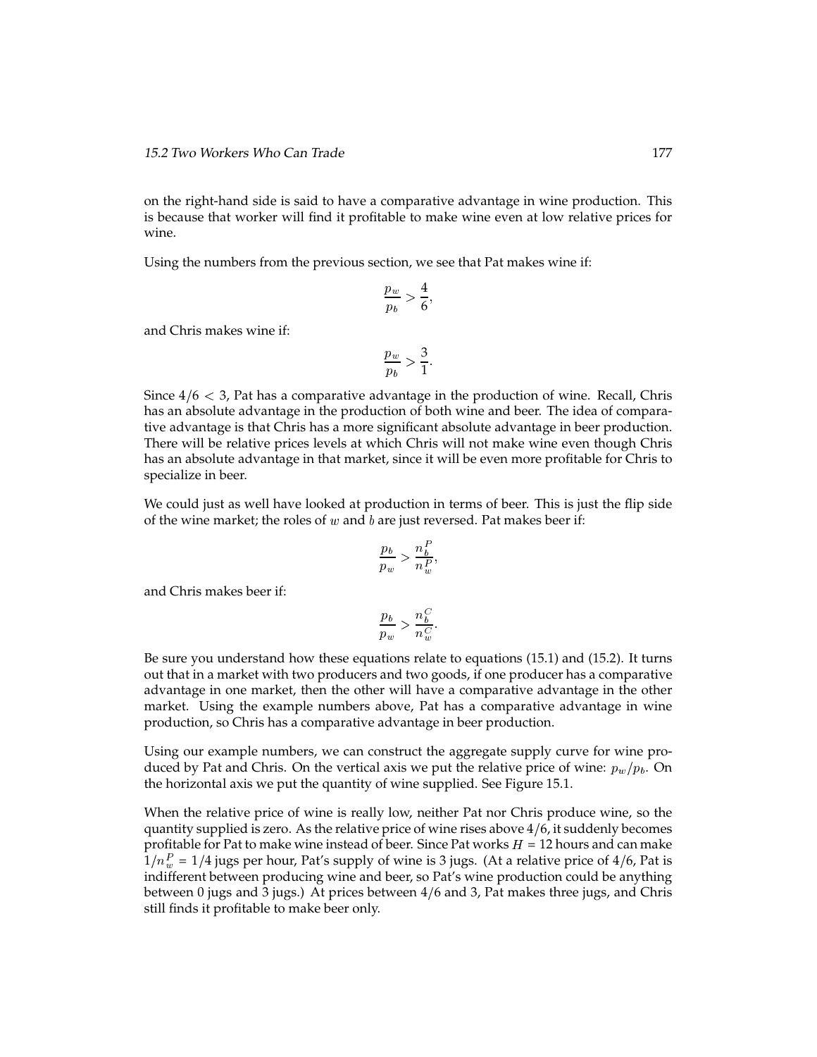on the right-hand side is said to have a comparative advantage in wine production. This is because that worker will find it profitable to make wine even at low relative prices for wine.

Using the numbers from the previous section, we see that Pat makes wine if:

$$\frac{p_w}{p_b} > \frac{4}{6},$$

and Chris makes wine if:

$$\frac{p_w}{p_b} > \frac{3}{1}.$$

Since $4/6 < 3$, Pat has a comparative advantage in the production of wine. Recall, Chris has an absolute advantage in the production of both wine and beer. The idea of comparative advantage is that Chris has a more significant absolute advantage in beer production. There will be relative prices levels at which Chris will not make wine even though Chris has an absolute advantage in that market, since it will be even more profitable for Chris to specialize in beer.

We could just as well have looked at production in terms of beer. This is just the flip side of the wine market; the roles of $w$ and $b$ are just reversed. Pat makes beer if:

$$\frac{p_b}{p_w} > \frac{n_b^P}{n_w^P},$$

and Chris makes beer if:

$$\frac{p_b}{p_w} > \frac{n_b^C}{n_w^C}.$$

Be sure you understand how these equations relate to equations (15.1) and (15.2). It turns out that in a market with two producers and two goods, if one producer has a comparative advantage in one market, then the other will have a comparative advantage in the other market. Using the example numbers above, Pat has a comparative advantage in wine production, so Chris has a comparative advantage in beer production.

Using our example numbers, we can construct the aggregate supply curve for wine produced by Pat and Chris. On the vertical axis we put the relative price of wine: $p_w/p_b$. On the horizontal axis we put the quantity of wine supplied. See Figure 15.1.

When the relative price of wine is really low, neither Pat nor Chris produce wine, so the quantity supplied is zero. As the relative price of wine rises above $4/6$, it suddenly becomes profitable for Pat to make wine instead of beer. Since Pat works $H = 12$ hours and can make $1/n_w^P = 1/4$ jugs per hour, Pat's supply of wine is 3 jugs. (At a relative price of $4/6$, Pat is indifferent between producing wine and beer, so Pat's wine production could be anything between 0 jugs and 3 jugs.) At prices between $4/6$ and 3, Pat makes three jugs, and Chris still finds it profitable to make beer only.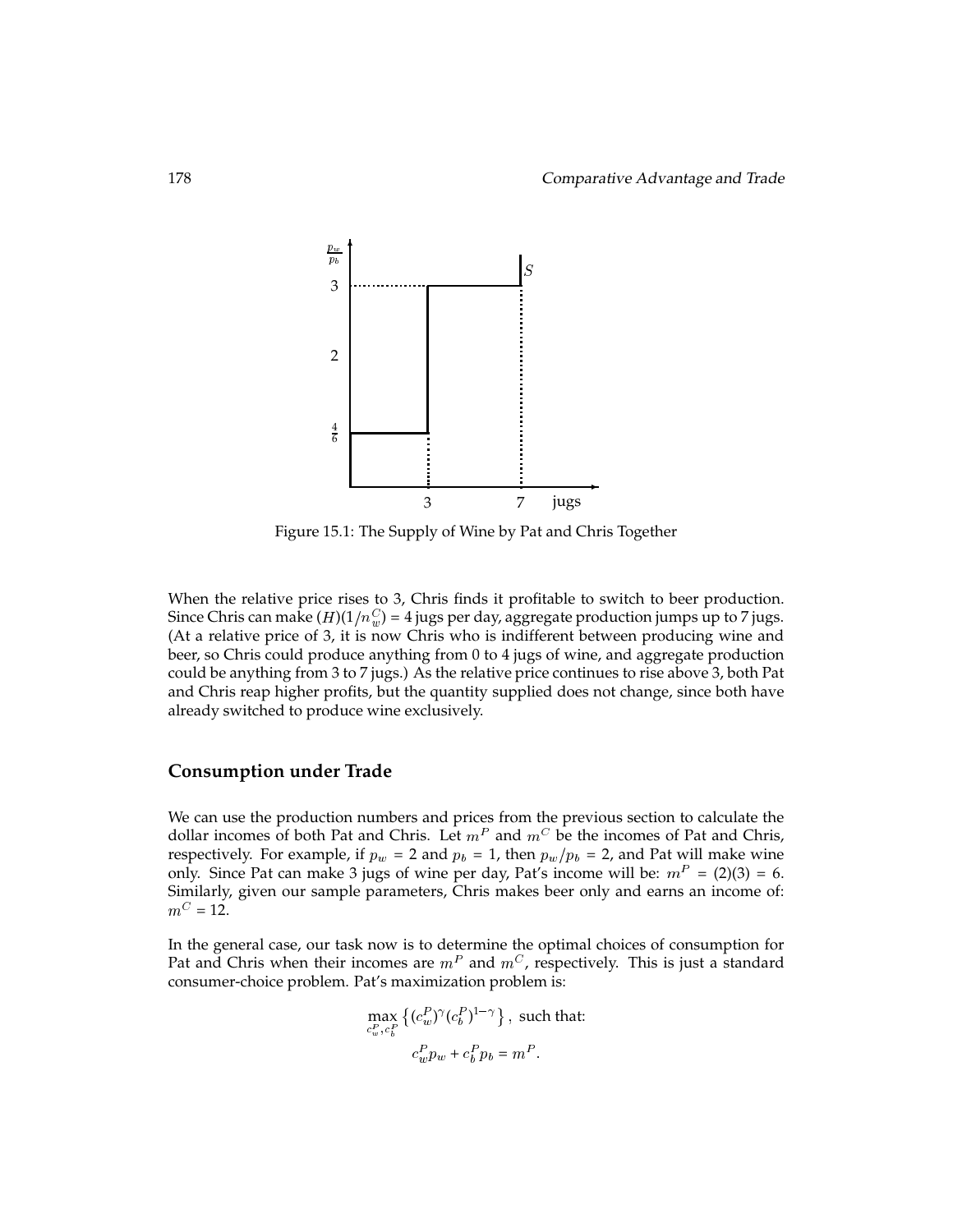Figure 15.1: The Supply of Wine by Pat and Chris Together

When the relative price rises to 3, Chris finds it profitable to switch to beer production. Since Chris can make $(H)(1/n_w^C) = 4$ jugs per day, aggregate production jumps up to 7 jugs. (At a relative price of 3, it is now Chris who is indifferent between producing wine and beer, so Chris could produce anything from 0 to 4 jugs of wine, and aggregate production could be anything from 3 to 7 jugs.) As the relative price continues to rise above 3, both Pat and Chris reap higher profits, but the quantity supplied does not change, since both have already switched to produce wine exclusively.

## Consumption under Trade

We can use the production numbers and prices from the previous section to calculate the dollar incomes of both Pat and Chris. Let $m^P$ and $m^C$ be the incomes of Pat and Chris, respectively. For example, if $p_w = 2$ and $p_b = 1$, then $p_w/p_b = 2$, and Pat will make wine only. Since Pat can make 3 jugs of wine per day, Pat's income will be: $m^P = (2)(3) = 6$. Similarly, given our sample parameters, Chris makes beer only and earns an income of: $m^C = 12$.

In the general case, our task now is to determine the optimal choices of consumption for Pat and Chris when their incomes are $m^P$ and $m^C$, respectively. This is just a standard consumer-choice problem. Pat's maximization problem is:

$$\max_{c_w^P, c_b^P} \left\{ (c_w^P)^\gamma (c_b^P)^{1-\gamma} \right\}, \text{ such that:}$$

$$c_w^P p_w + c_b^P p_b = m^P.$$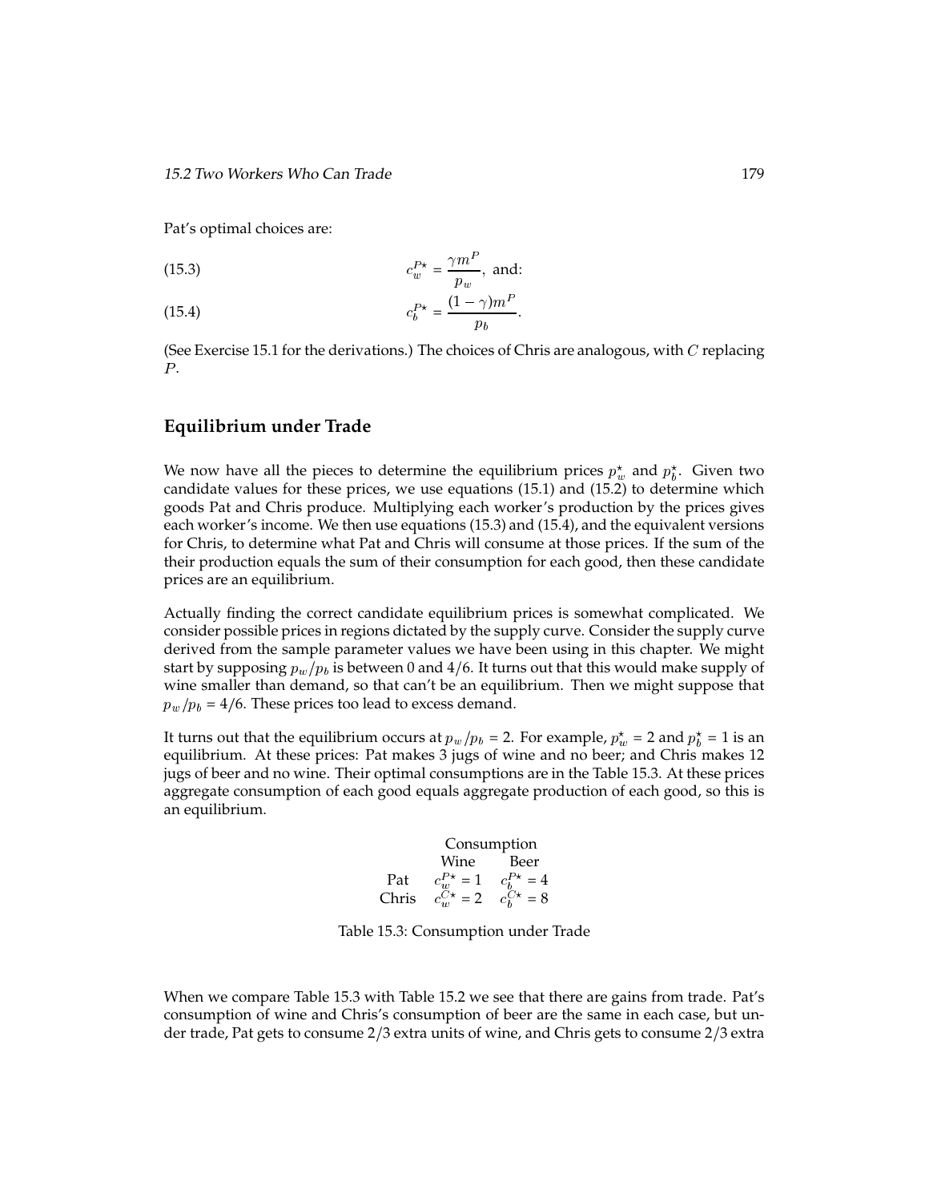Pat's optimal choices are:

$$c_w^{P\star} = \frac{\gamma m^P}{p_w}, \text{ and:} \tag{15.3}$$

$$c_b^{P\star} = \frac{(1-\gamma) m^P}{p_b}. \tag{15.4}$$

(See Exercise 15.1 for the derivations.) The choices of Chris are analogous, with $C$ replacing $P$.

## Equilibrium under Trade

We now have all the pieces to determine the equilibrium prices $p_w^\star$ and $p_b^\star$. Given two candidate values for these prices, we use equations (15.1) and (15.2) to determine which goods Pat and Chris produce. Multiplying each worker's production by the prices gives each worker's income. We then use equations (15.3) and (15.4), and the equivalent versions for Chris, to determine what Pat and Chris will consume at those prices. If the sum of the their production equals the sum of their consumption for each good, then these candidate prices are an equilibrium.

Actually finding the correct candidate equilibrium prices is somewhat complicated. We consider possible prices in regions dictated by the supply curve. Consider the supply curve derived from the sample parameter values we have been using in this chapter. We might start by supposing $p_w/p_b$ is between 0 and 4/6. It turns out that this would make supply of wine smaller than demand, so that can't be an equilibrium. Then we might suppose that $p_w/p_b = 4/6$. These prices too lead to excess demand.

It turns out that the equilibrium occurs at $p_w/p_b = 2$. For example, $p_w^\star = 2$ and $p_b^\star = 1$ is an equilibrium. At these prices: Pat makes 3 jugs of wine and no beer; and Chris makes 12 jugs of beer and no wine. Their optimal consumptions are in the Table 15.3. At these prices aggregate consumption of each good equals aggregate production of each good, so this is an equilibrium.

| | Consumption | |
|---|---|---|
| | Wine | Beer |
| Pat | $c_w^{P\star} = 1$ | $c_b^{P\star} = 4$ |
| Chris | $c_w^{C\star} = 2$ | $c_b^{C\star} = 8$ |

Table 15.3: Consumption under Trade

When we compare Table 15.3 with Table 15.2 we see that there are gains from trade. Pat's consumption of wine and Chris's consumption of beer are the same in each case, but under trade, Pat gets to consume 2/3 extra units of wine, and Chris gets to consume 2/3 extra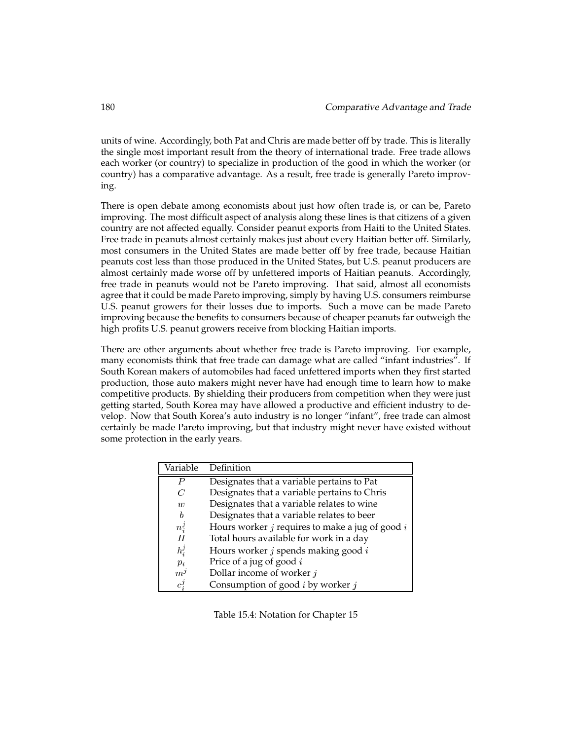units of wine. Accordingly, both Pat and Chris are made better off by trade. This is literally the single most important result from the theory of international trade. Free trade allows each worker (or country) to specialize in production of the good in which the worker (or country) has a comparative advantage. As a result, free trade is generally Pareto improving.

There is open debate among economists about just how often trade is, or can be, Pareto improving. The most difficult aspect of analysis along these lines is that citizens of a given country are not affected equally. Consider peanut exports from Haiti to the United States. Free trade in peanuts almost certainly makes just about every Haitian better off. Similarly, most consumers in the United States are made better off by free trade, because Haitian peanuts cost less than those produced in the United States, but U.S. peanut producers are almost certainly made worse off by unfettered imports of Haitian peanuts. Accordingly, free trade in peanuts would not be Pareto improving. That said, almost all economists agree that it could be made Pareto improving, simply by having U.S. consumers reimburse U.S. peanut growers for their losses due to imports. Such a move can be made Pareto improving because the benefits to consumers because of cheaper peanuts far outweigh the high profits U.S. peanut growers receive from blocking Haitian imports.

There are other arguments about whether free trade is Pareto improving. For example, many economists think that free trade can damage what are called "infant industries". If South Korean makers of automobiles had faced unfettered imports when they first started production, those auto makers might never have had enough time to learn how to make competitive products. By shielding their producers from competition when they were just getting started, South Korea may have allowed a productive and efficient industry to develop. Now that South Korea's auto industry is no longer "infant", free trade can almost certainly be made Pareto improving, but that industry might never have existed without some protection in the early years.

| Variable | Definition |
|---|---|
| $P$ | Designates that a variable pertains to Pat |
| $C$ | Designates that a variable pertains to Chris |
| $w$ | Designates that a variable relates to wine |
| $b$ | Designates that a variable relates to beer |
| $n_i^j$ | Hours worker $j$ requires to make a jug of good $i$ |
| $H$ | Total hours available for work in a day |
| $h_i^j$ | Hours worker $j$ spends making good $i$ |
| $p_i$ | Price of a jug of good $i$ |
| $m^j$ | Dollar income of worker $j$ |
| $c_i^j$ | Consumption of good $i$ by worker $j$ |

Table 15.4: Notation for Chapter 15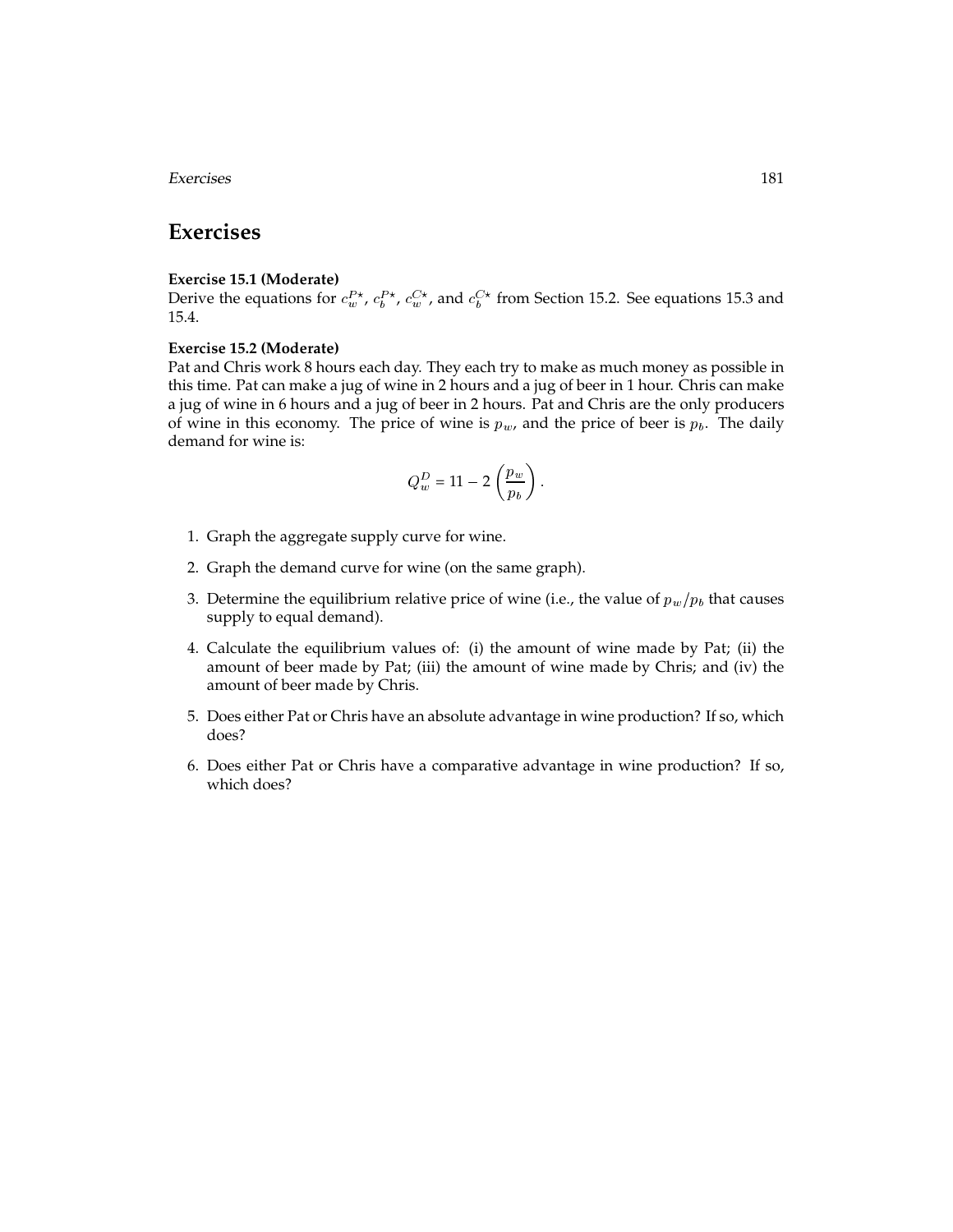# Exercises

**Exercise 15.1 (Moderate)**
Derive the equations for $c_w^{P\star}$, $c_b^{P\star}$, $c_w^{C\star}$, and $c_b^{C\star}$ from Section 15.2. See equations 15.3 and 15.4.

**Exercise 15.2 (Moderate)**
Pat and Chris work 8 hours each day. They each try to make as much money as possible in this time. Pat can make a jug of wine in 2 hours and a jug of beer in 1 hour. Chris can make a jug of wine in 6 hours and a jug of beer in 2 hours. Pat and Chris are the only producers of wine in this economy. The price of wine is $p_w$, and the price of beer is $p_b$. The daily demand for wine is:

$$Q_w^D = 11 - 2\left(\frac{p_w}{p_b}\right).$$

1. Graph the aggregate supply curve for wine.
2. Graph the demand curve for wine (on the same graph).
3. Determine the equilibrium relative price of wine (i.e., the value of $p_w/p_b$ that causes supply to equal demand).
4. Calculate the equilibrium values of: (i) the amount of wine made by Pat; (ii) the amount of beer made by Pat; (iii) the amount of wine made by Chris; and (iv) the amount of beer made by Chris.
5. Does either Pat or Chris have an absolute advantage in wine production? If so, which does?
6. Does either Pat or Chris have a comparative advantage in wine production? If so, which does?